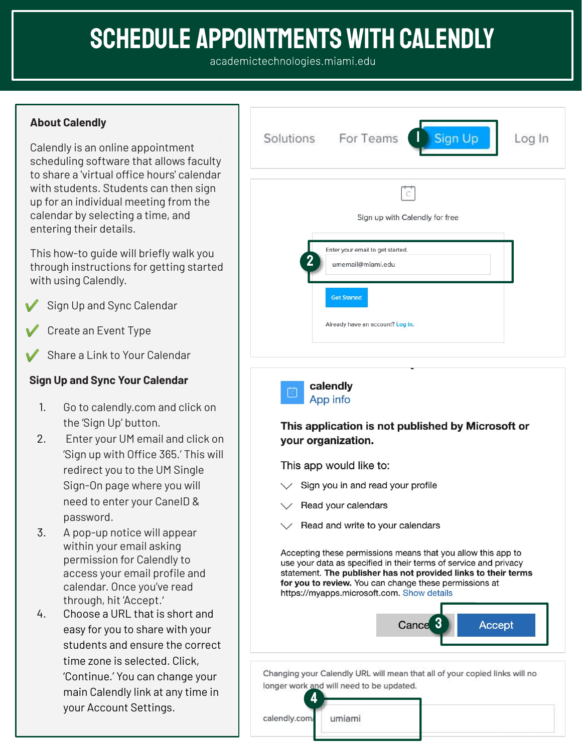# SCHEDULE APPOINTMENTS WITH CALENDLY

academictechnologies.miami.edu

## About Calendly

Calendly is an online appointment scheduling software that allows faculty to share a 'virtual office hours' calendar with students. Students can then sign up for an individual meeting from the calendar by selecting a time, and entering their details.

This how-to guide will briefly walk you through instructions for getting started with using Calendly.

- ✔ Sign Up and Sync Calendar
- ✔ Create an Event Type
- ✔ Share a Link to Your Calendar

## Sign Up and Sync Your Calendar

1. Go to calendly.com and click on the 'Sign Up' button.
2. Enter your UM email and click on 'Sign up with Office 365.' This will redirect you to the UM Single Sign-On page where you will need to enter your CaneID & password.
3. A pop-up notice will appear within your email asking permission for Calendly to access your email profile and calendar. Once you've read through, hit 'Accept.'
4. Choose a URL that is short and easy for you to share with your students and ensure the correct time zone is selected. Click, 'Continue.' You can change your main Calendly link at any time in your Account Settings.

Solutions | For Teams | **1** Sign Up | Log In

Sign up with Calendly for free

**2** Enter your email to get started.
umemail@miami.edu

Get Started

Already have an account? Log in.

**calendly**
App info

**This application is not published by Microsoft or your organization.**

This app would like to:

- Sign you in and read your profile
- Read your calendars
- Read and write to your calendars

Accepting these permissions means that you allow this app to use your data as specified in their terms of service and privacy statement. **The publisher has not provided links to their terms for you to review.** You can change these permissions at https://myapps.microsoft.com. Show details

Cancel **3** Accept

Changing your Calendly URL will mean that all of your copied links will no longer work and will need to be updated.

**4** calendly.com/ umiami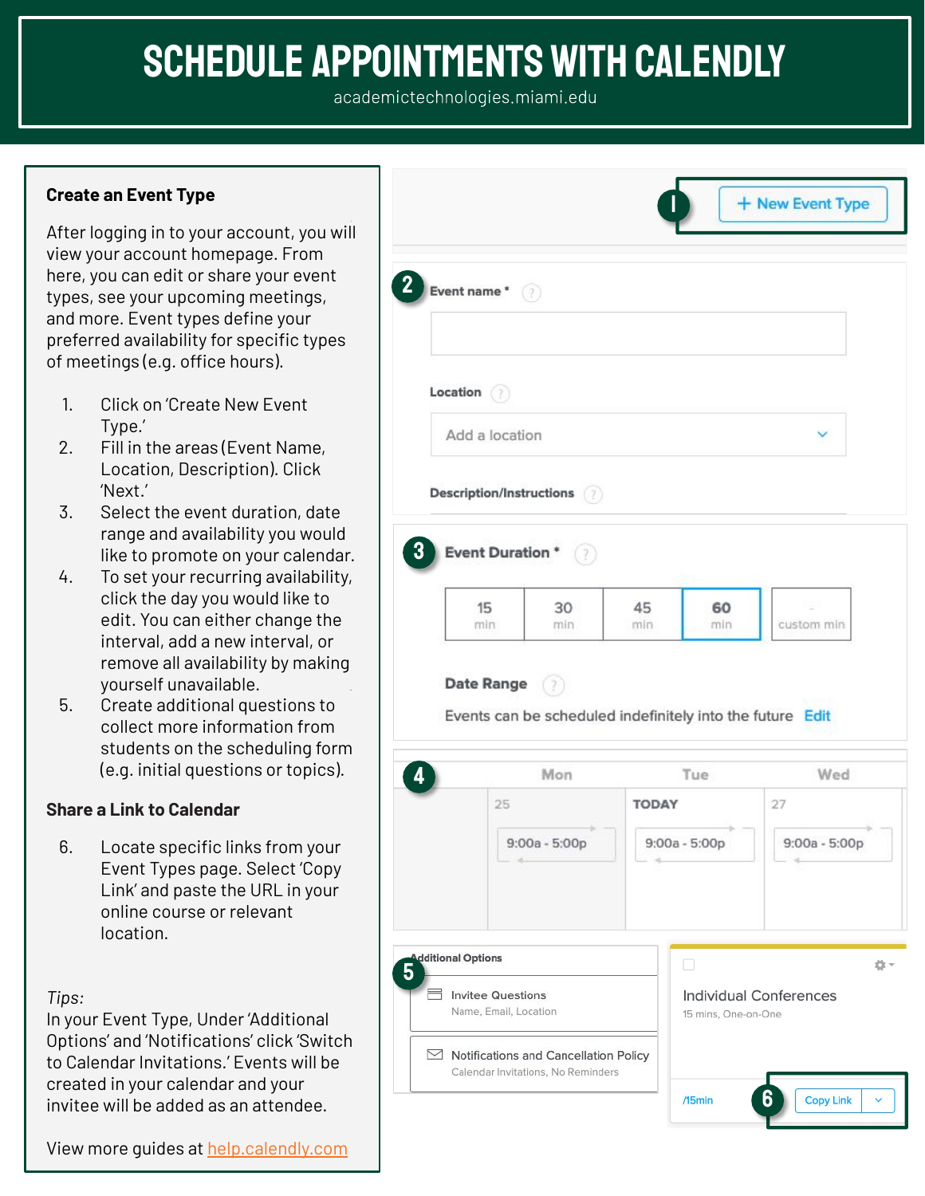# SCHEDULE APPOINTMENTS WITH CALENDLY

academictechnologies.miami.edu

## Create an Event Type

After logging in to your account, you will view your account homepage. From here, you can edit or share your event types, see your upcoming meetings, and more. Event types define your preferred availability for specific types of meetings (e.g. office hours).

1. Click on 'Create New Event Type.'
2. Fill in the areas (Event Name, Location, Description). Click 'Next.'
3. Select the event duration, date range and availability you would like to promote on your calendar.
4. To set your recurring availability, click the day you would like to edit. You can either change the interval, add a new interval, or remove all availability by making yourself unavailable.
5. Create additional questions to collect more information from students on the scheduling form (e.g. initial questions or topics).

## Share a Link to Calendar

6. Locate specific links from your Event Types page. Select 'Copy Link' and paste the URL in your online course or relevant location.

*Tips:*
In your Event Type, Under 'Additional Options' and 'Notifications' click 'Switch to Calendar Invitations.' Events will be created in your calendar and your invitee will be added as an attendee.

View more guides at help.calendly.com

1 + New Event Type

2 Event name *

Location

Add a location

Description/Instructions

3 Event Duration *

15 min | 30 min | 45 min | 60 min | - custom min

Date Range

Events can be scheduled indefinitely into the future Edit

4 Mon | Tue | Wed

25 | TODAY | 27

9:00a - 5:00p | 9:00a - 5:00p | 9:00a - 5:00p

5 Additional Options

Invitee Questions
Name, Email, Location

Notifications and Cancellation Policy
Calendar Invitations, No Reminders

Individual Conferences
15 mins, One-on-One

/15min

6 Copy Link